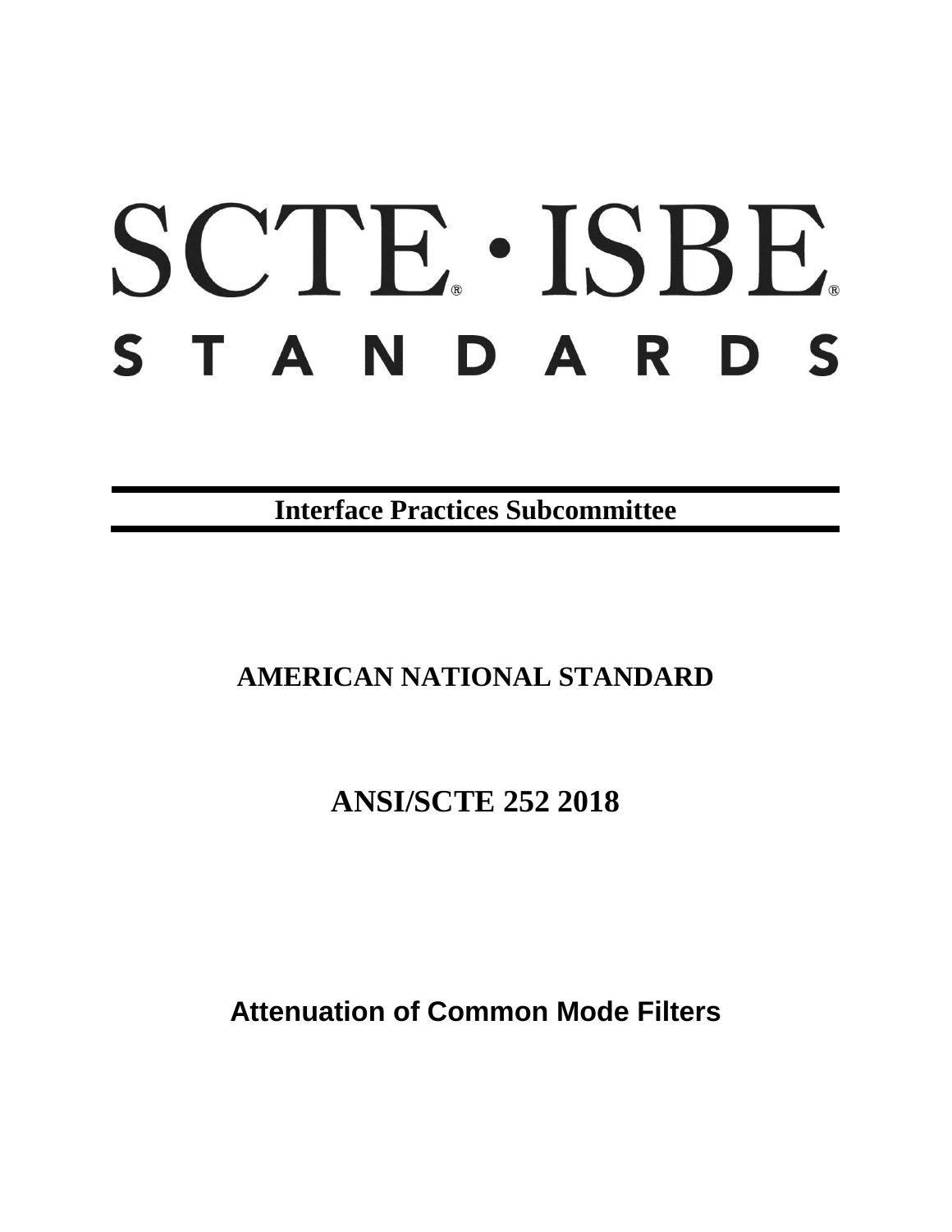# SCTE · ISBE STANDARDS

**Interface Practices Subcommittee**

**AMERICAN NATIONAL STANDARD**

**ANSI/SCTE 252 2018**

**Attenuation of Common Mode Filters**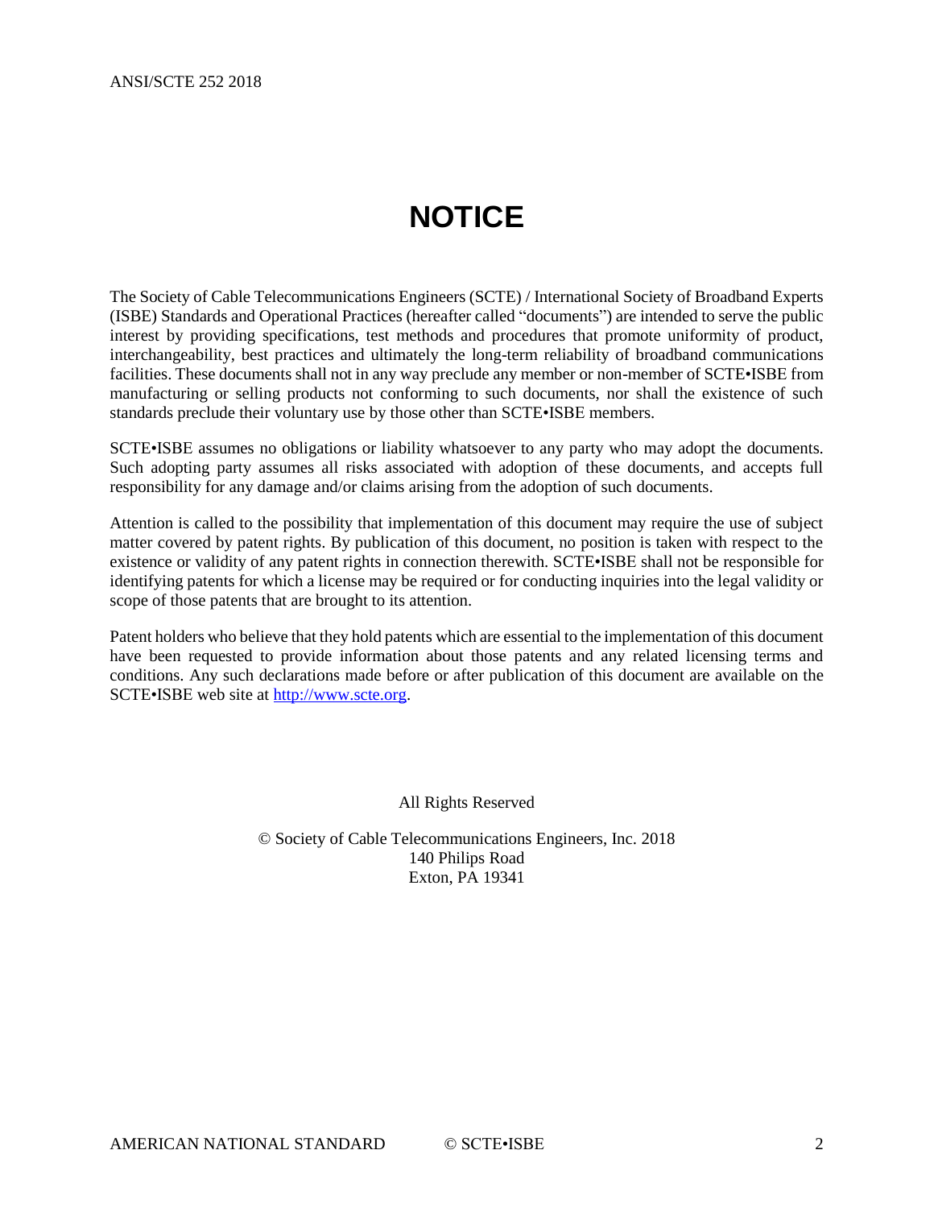# NOTICE

The Society of Cable Telecommunications Engineers (SCTE) / International Society of Broadband Experts (ISBE) Standards and Operational Practices (hereafter called "documents") are intended to serve the public interest by providing specifications, test methods and procedures that promote uniformity of product, interchangeability, best practices and ultimately the long-term reliability of broadband communications facilities. These documents shall not in any way preclude any member or non-member of SCTE•ISBE from manufacturing or selling products not conforming to such documents, nor shall the existence of such standards preclude their voluntary use by those other than SCTE•ISBE members.

SCTE•ISBE assumes no obligations or liability whatsoever to any party who may adopt the documents. Such adopting party assumes all risks associated with adoption of these documents, and accepts full responsibility for any damage and/or claims arising from the adoption of such documents.

Attention is called to the possibility that implementation of this document may require the use of subject matter covered by patent rights. By publication of this document, no position is taken with respect to the existence or validity of any patent rights in connection therewith. SCTE•ISBE shall not be responsible for identifying patents for which a license may be required or for conducting inquiries into the legal validity or scope of those patents that are brought to its attention.

Patent holders who believe that they hold patents which are essential to the implementation of this document have been requested to provide information about those patents and any related licensing terms and conditions. Any such declarations made before or after publication of this document are available on the SCTE•ISBE web site at http://www.scte.org.

All Rights Reserved

© Society of Cable Telecommunications Engineers, Inc. 2018
140 Philips Road
Exton, PA 19341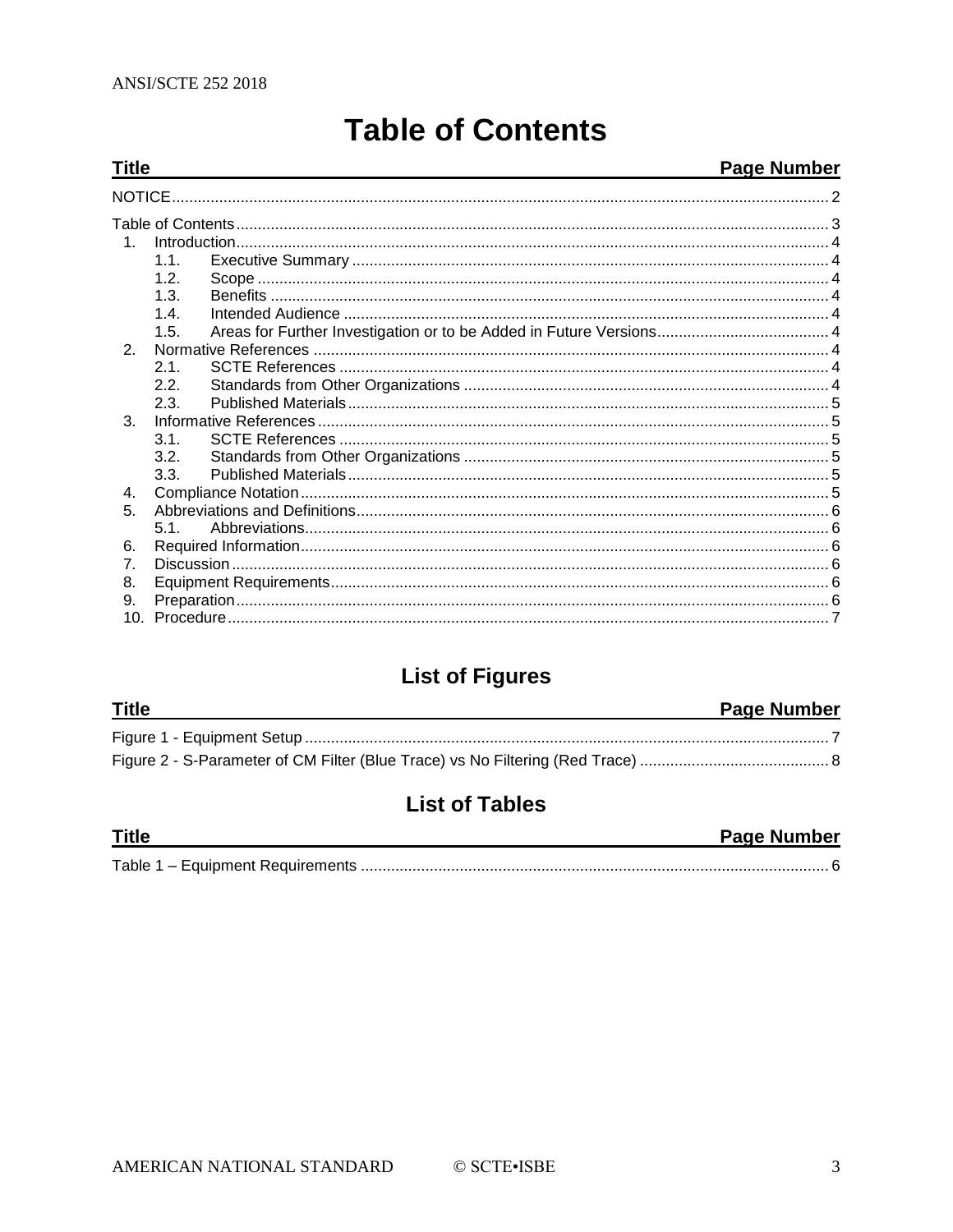# Table of Contents

| Title | Page Number |
| --- | --- |
| NOTICE | 2 |
| Table of Contents | 3 |
| 1. Introduction | 4 |
| 1.1. Executive Summary | 4 |
| 1.2. Scope | 4 |
| 1.3. Benefits | 4 |
| 1.4. Intended Audience | 4 |
| 1.5. Areas for Further Investigation or to be Added in Future Versions | 4 |
| 2. Normative References | 4 |
| 2.1. SCTE References | 4 |
| 2.2. Standards from Other Organizations | 4 |
| 2.3. Published Materials | 5 |
| 3. Informative References | 5 |
| 3.1. SCTE References | 5 |
| 3.2. Standards from Other Organizations | 5 |
| 3.3. Published Materials | 5 |
| 4. Compliance Notation | 5 |
| 5. Abbreviations and Definitions | 6 |
| 5.1. Abbreviations | 6 |
| 6. Required Information | 6 |
| 7. Discussion | 6 |
| 8. Equipment Requirements | 6 |
| 9. Preparation | 6 |
| 10. Procedure | 7 |

## List of Figures

| Title | Page Number |
| --- | --- |
| Figure 1 - Equipment Setup | 7 |
| Figure 2 - S-Parameter of CM Filter (Blue Trace) vs No Filtering (Red Trace) | 8 |

## List of Tables

| Title | Page Number |
| --- | --- |
| Table 1 – Equipment Requirements | 6 |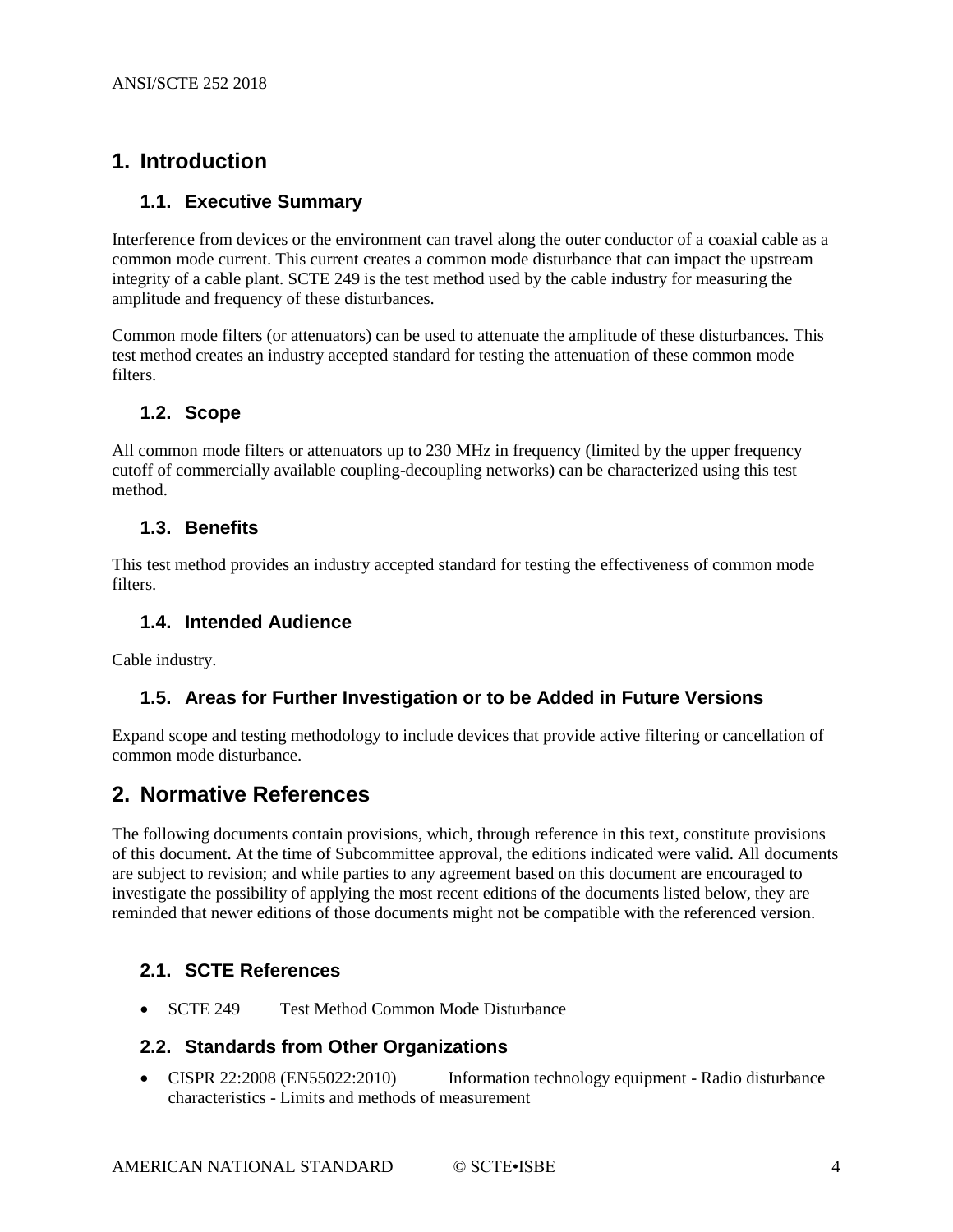# 1. Introduction

## 1.1. Executive Summary

Interference from devices or the environment can travel along the outer conductor of a coaxial cable as a common mode current. This current creates a common mode disturbance that can impact the upstream integrity of a cable plant. SCTE 249 is the test method used by the cable industry for measuring the amplitude and frequency of these disturbances.

Common mode filters (or attenuators) can be used to attenuate the amplitude of these disturbances. This test method creates an industry accepted standard for testing the attenuation of these common mode filters.

## 1.2. Scope

All common mode filters or attenuators up to 230 MHz in frequency (limited by the upper frequency cutoff of commercially available coupling-decoupling networks) can be characterized using this test method.

## 1.3. Benefits

This test method provides an industry accepted standard for testing the effectiveness of common mode filters.

## 1.4. Intended Audience

Cable industry.

## 1.5. Areas for Further Investigation or to be Added in Future Versions

Expand scope and testing methodology to include devices that provide active filtering or cancellation of common mode disturbance.

# 2. Normative References

The following documents contain provisions, which, through reference in this text, constitute provisions of this document. At the time of Subcommittee approval, the editions indicated were valid. All documents are subject to revision; and while parties to any agreement based on this document are encouraged to investigate the possibility of applying the most recent editions of the documents listed below, they are reminded that newer editions of those documents might not be compatible with the referenced version.

## 2.1. SCTE References

- SCTE 249 Test Method Common Mode Disturbance

## 2.2. Standards from Other Organizations

- CISPR 22:2008 (EN55022:2010) Information technology equipment - Radio disturbance characteristics - Limits and methods of measurement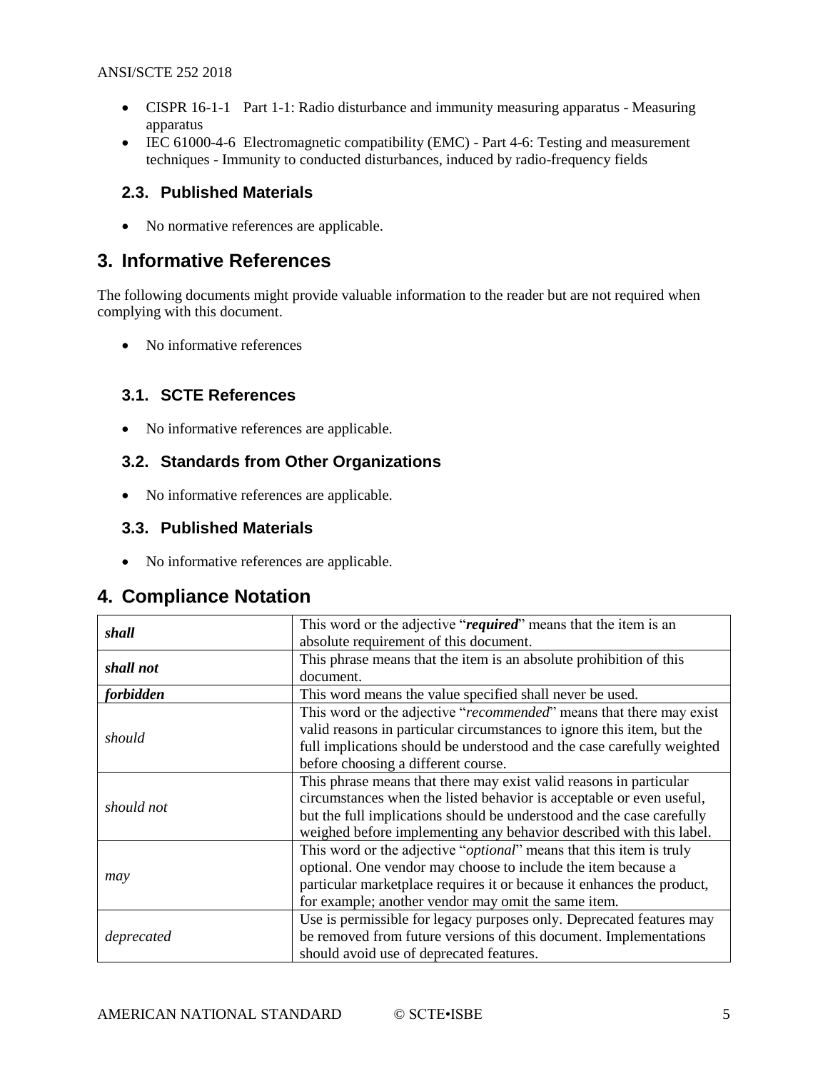- CISPR 16-1-1 Part 1-1: Radio disturbance and immunity measuring apparatus - Measuring apparatus
- IEC 61000-4-6 Electromagnetic compatibility (EMC) - Part 4-6: Testing and measurement techniques - Immunity to conducted disturbances, induced by radio-frequency fields

### 2.3. Published Materials

- No normative references are applicable.

## 3. Informative References

The following documents might provide valuable information to the reader but are not required when complying with this document.

- No informative references

### 3.1. SCTE References

- No informative references are applicable.

### 3.2. Standards from Other Organizations

- No informative references are applicable.

### 3.3. Published Materials

- No informative references are applicable.

## 4. Compliance Notation

| | |
|---|---|
| ***shall*** | This word or the adjective "***required***" means that the item is an absolute requirement of this document. |
| ***shall not*** | This phrase means that the item is an absolute prohibition of this document. |
| ***forbidden*** | This word means the value specified shall never be used. |
| *should* | This word or the adjective "*recommended*" means that there may exist valid reasons in particular circumstances to ignore this item, but the full implications should be understood and the case carefully weighted before choosing a different course. |
| *should not* | This phrase means that there may exist valid reasons in particular circumstances when the listed behavior is acceptable or even useful, but the full implications should be understood and the case carefully weighed before implementing any behavior described with this label. |
| *may* | This word or the adjective "*optional*" means that this item is truly optional. One vendor may choose to include the item because a particular marketplace requires it or because it enhances the product, for example; another vendor may omit the same item. |
| *deprecated* | Use is permissible for legacy purposes only. Deprecated features may be removed from future versions of this document. Implementations should avoid use of deprecated features. |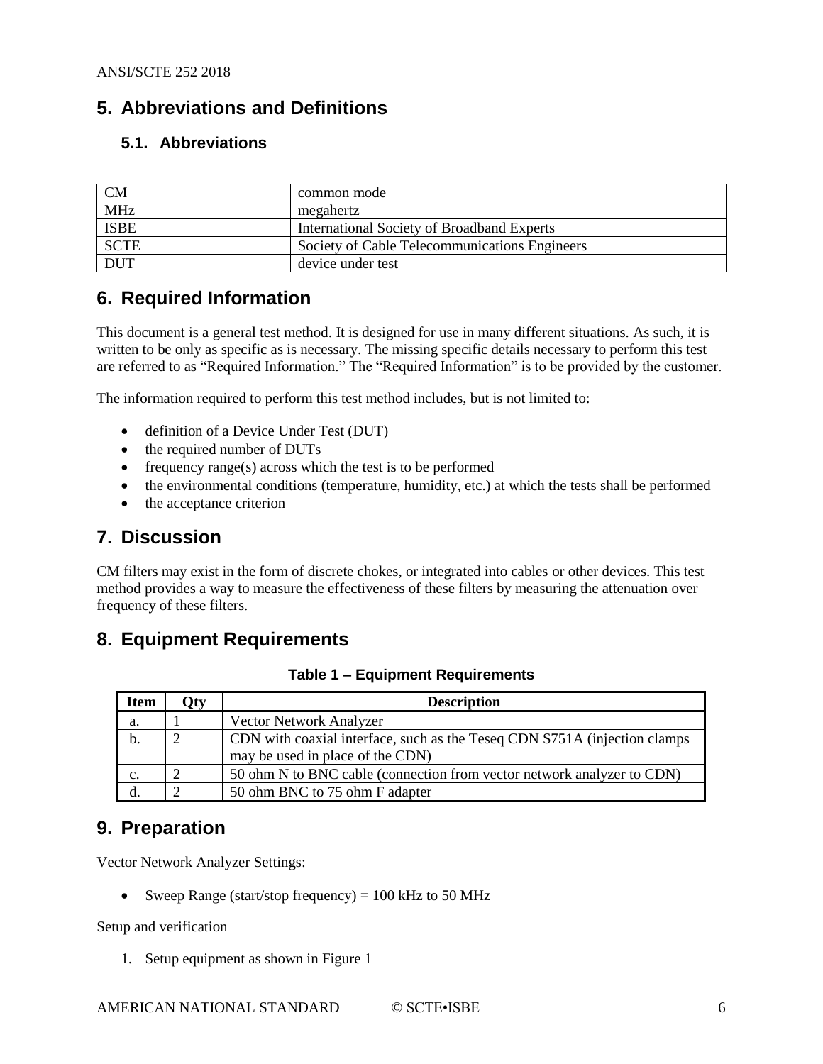# 5. Abbreviations and Definitions

## 5.1. Abbreviations

| | |
|---|---|
| CM | common mode |
| MHz | megahertz |
| ISBE | International Society of Broadband Experts |
| SCTE | Society of Cable Telecommunications Engineers |
| DUT | device under test |

# 6. Required Information

This document is a general test method. It is designed for use in many different situations. As such, it is written to be only as specific as is necessary. The missing specific details necessary to perform this test are referred to as "Required Information." The "Required Information" is to be provided by the customer.

The information required to perform this test method includes, but is not limited to:

- definition of a Device Under Test (DUT)
- the required number of DUTs
- frequency range(s) across which the test is to be performed
- the environmental conditions (temperature, humidity, etc.) at which the tests shall be performed
- the acceptance criterion

# 7. Discussion

CM filters may exist in the form of discrete chokes, or integrated into cables or other devices. This test method provides a way to measure the effectiveness of these filters by measuring the attenuation over frequency of these filters.

# 8. Equipment Requirements

**Table 1 – Equipment Requirements**

| Item | Qty | Description |
|---|---|---|
| a. | 1 | Vector Network Analyzer |
| b. | 2 | CDN with coaxial interface, such as the Teseq CDN S751A (injection clamps may be used in place of the CDN) |
| c. | 2 | 50 ohm N to BNC cable (connection from vector network analyzer to CDN) |
| d. | 2 | 50 ohm BNC to 75 ohm F adapter |

# 9. Preparation

Vector Network Analyzer Settings:

- Sweep Range (start/stop frequency) = 100 kHz to 50 MHz

Setup and verification

1. Setup equipment as shown in Figure 1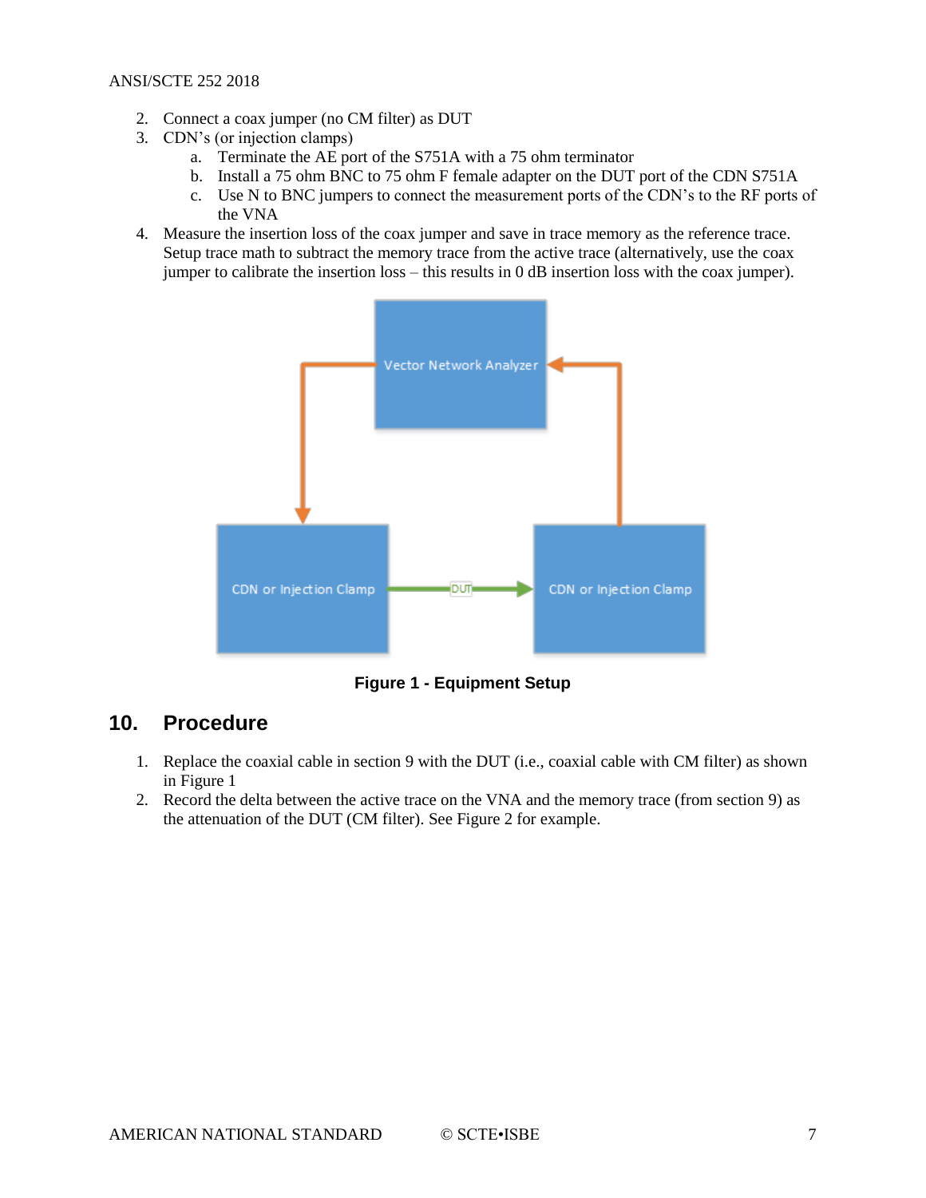2. Connect a coax jumper (no CM filter) as DUT
3. CDN's (or injection clamps)
    a. Terminate the AE port of the S751A with a 75 ohm terminator
    b. Install a 75 ohm BNC to 75 ohm F female adapter on the DUT port of the CDN S751A
    c. Use N to BNC jumpers to connect the measurement ports of the CDN's to the RF ports of the VNA
4. Measure the insertion loss of the coax jumper and save in trace memory as the reference trace. Setup trace math to subtract the memory trace from the active trace (alternatively, use the coax jumper to calibrate the insertion loss – this results in 0 dB insertion loss with the coax jumper).

**Figure 1 - Equipment Setup**

## 10. Procedure

1. Replace the coaxial cable in section 9 with the DUT (i.e., coaxial cable with CM filter) as shown in Figure 1
2. Record the delta between the active trace on the VNA and the memory trace (from section 9) as the attenuation of the DUT (CM filter). See Figure 2 for example.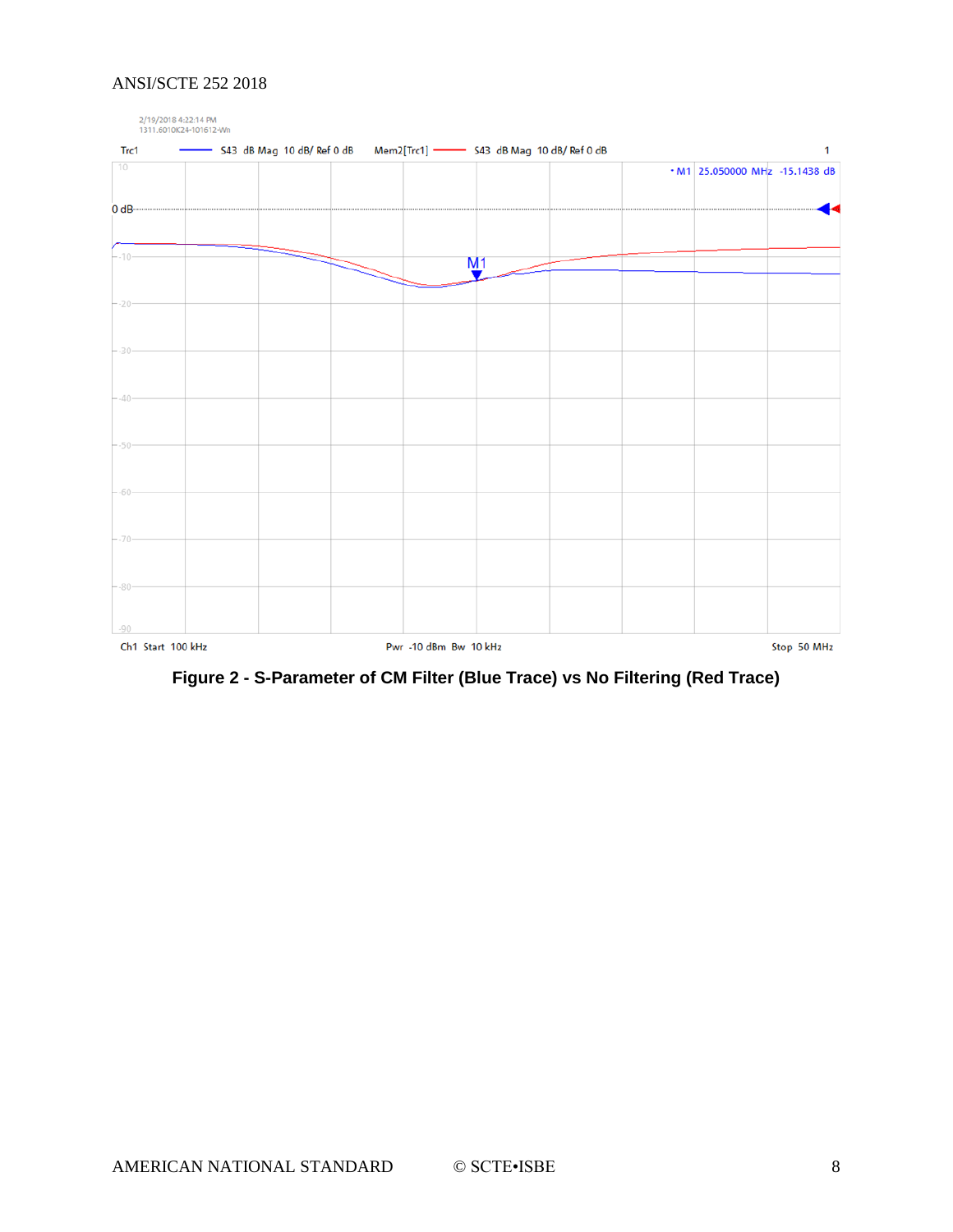2/19/2018 4:22:14 PM
1311.6010K24-101612-Wn

Trc1 S43 dB Mag 10 dB/ Ref 0 dB Mem2[Trc1] S43 dB Mag 10 dB/ Ref 0 dB 1

• M1 25.050000 MHz -15.1438 dB

10
0 dB
-10
-20
-30
-40
-50
-60
-70
-80
-90

M1

Ch1 Start 100 kHz Pwr -10 dBm Bw 10 kHz Stop 50 MHz

**Figure 2 - S-Parameter of CM Filter (Blue Trace) vs No Filtering (Red Trace)**